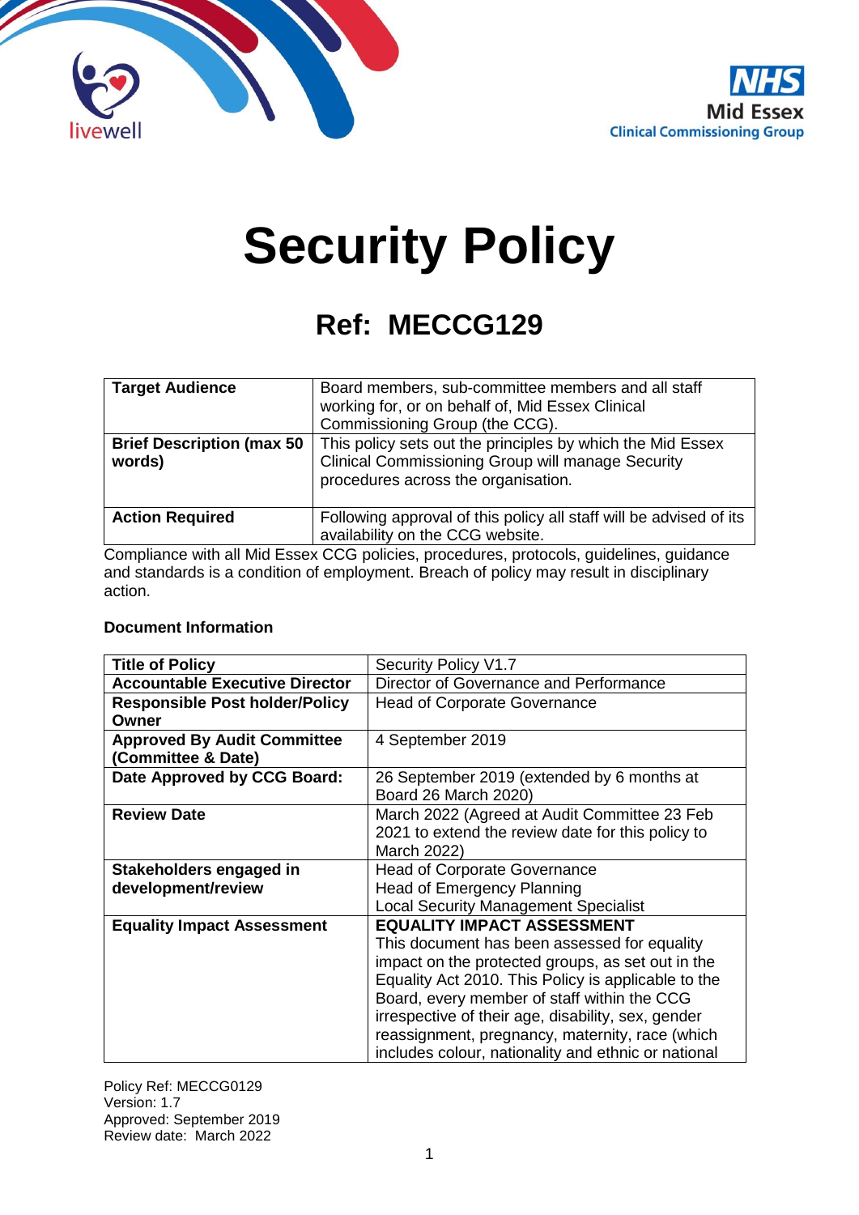# Security Policy

## Ref: MECCG129

| **Target Audience** | Board members, sub-committee members and all staff working for, or on behalf of, Mid Essex Clinical Commissioning Group (the CCG). |
|---|---|
| **Brief Description (max 50 words)** | This policy sets out the principles by which the Mid Essex Clinical Commissioning Group will manage Security procedures across the organisation. |
| **Action Required** | Following approval of this policy all staff will be advised of its availability on the CCG website. |

Compliance with all Mid Essex CCG policies, procedures, protocols, guidelines, guidance and standards is a condition of employment. Breach of policy may result in disciplinary action.

**Document Information**

| **Title of Policy** | Security Policy V1.7 |
|---|---|
| **Accountable Executive Director** | Director of Governance and Performance |
| **Responsible Post holder/Policy Owner** | Head of Corporate Governance |
| **Approved By Audit Committee (Committee & Date)** | 4 September 2019 |
| **Date Approved by CCG Board:** | 26 September 2019 (extended by 6 months at Board 26 March 2020) |
| **Review Date** | March 2022 (Agreed at Audit Committee 23 Feb 2021 to extend the review date for this policy to March 2022) |
| **Stakeholders engaged in development/review** | Head of Corporate Governance<br>Head of Emergency Planning<br>Local Security Management Specialist |
| **Equality Impact Assessment** | **EQUALITY IMPACT ASSESSMENT**<br>This document has been assessed for equality impact on the protected groups, as set out in the Equality Act 2010. This Policy is applicable to the Board, every member of staff within the CCG irrespective of their age, disability, sex, gender reassignment, pregnancy, maternity, race (which includes colour, nationality and ethnic or national |

Policy Ref: MECCG0129
Version: 1.7
Approved: September 2019
Review date: March 2022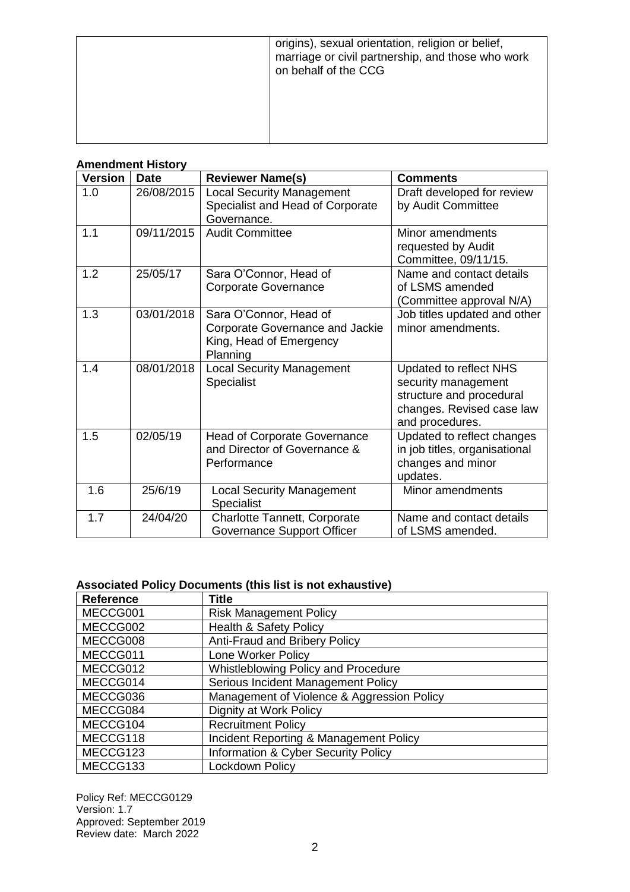| | origins), sexual orientation, religion or belief, marriage or civil partnership, and those who work on behalf of the CCG |
|---|---|

**Amendment History**

| Version | Date | Reviewer Name(s) | Comments |
|---|---|---|---|
| 1.0 | 26/08/2015 | Local Security Management Specialist and Head of Corporate Governance. | Draft developed for review by Audit Committee |
| 1.1 | 09/11/2015 | Audit Committee | Minor amendments requested by Audit Committee, 09/11/15. |
| 1.2 | 25/05/17 | Sara O'Connor, Head of Corporate Governance | Name and contact details of LSMS amended (Committee approval N/A) |
| 1.3 | 03/01/2018 | Sara O'Connor, Head of Corporate Governance and Jackie King, Head of Emergency Planning | Job titles updated and other minor amendments. |
| 1.4 | 08/01/2018 | Local Security Management Specialist | Updated to reflect NHS security management structure and procedural changes. Revised case law and procedures. |
| 1.5 | 02/05/19 | Head of Corporate Governance and Director of Governance & Performance | Updated to reflect changes in job titles, organisational changes and minor updates. |
| 1.6 | 25/6/19 | Local Security Management Specialist | Minor amendments |
| 1.7 | 24/04/20 | Charlotte Tannett, Corporate Governance Support Officer | Name and contact details of LSMS amended. |

**Associated Policy Documents (this list is not exhaustive)**

| Reference | Title |
|---|---|
| MECCG001 | Risk Management Policy |
| MECCG002 | Health & Safety Policy |
| MECCG008 | Anti-Fraud and Bribery Policy |
| MECCG011 | Lone Worker Policy |
| MECCG012 | Whistleblowing Policy and Procedure |
| MECCG014 | Serious Incident Management Policy |
| MECCG036 | Management of Violence & Aggression Policy |
| MECCG084 | Dignity at Work Policy |
| MECCG104 | Recruitment Policy |
| MECCG118 | Incident Reporting & Management Policy |
| MECCG123 | Information & Cyber Security Policy |
| MECCG133 | Lockdown Policy |

Policy Ref: MECCG0129
Version: 1.7
Approved: September 2019
Review date: March 2022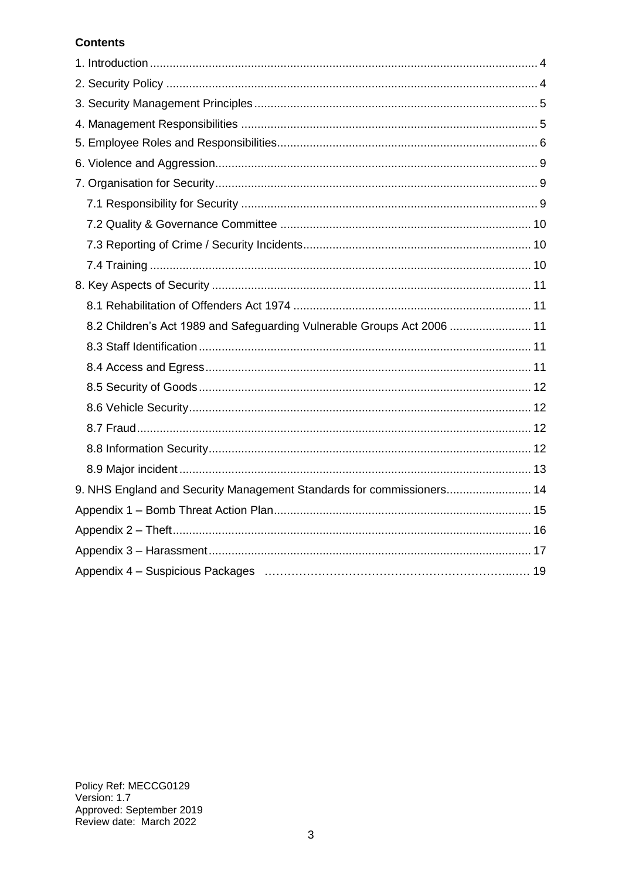**Contents**

1. Introduction .......... 4
2. Security Policy .......... 4
3. Security Management Principles .......... 5
4. Management Responsibilities .......... 5
5. Employee Roles and Responsibilities .......... 6
6. Violence and Aggression .......... 9
7. Organisation for Security .......... 9
   - 7.1 Responsibility for Security .......... 9
   - 7.2 Quality & Governance Committee .......... 10
   - 7.3 Reporting of Crime / Security Incidents .......... 10
   - 7.4 Training .......... 10
8. Key Aspects of Security .......... 11
   - 8.1 Rehabilitation of Offenders Act 1974 .......... 11
   - 8.2 Children's Act 1989 and Safeguarding Vulnerable Groups Act 2006 .......... 11
   - 8.3 Staff Identification .......... 11
   - 8.4 Access and Egress .......... 11
   - 8.5 Security of Goods .......... 12
   - 8.6 Vehicle Security .......... 12
   - 8.7 Fraud .......... 12
   - 8.8 Information Security .......... 12
   - 8.9 Major incident .......... 13
9. NHS England and Security Management Standards for commissioners .......... 14

Appendix 1 – Bomb Threat Action Plan .......... 15
Appendix 2 – Theft .......... 16
Appendix 3 – Harassment .......... 17
Appendix 4 – Suspicious Packages .......... 19

Policy Ref: MECCG0129
Version: 1.7
Approved: September 2019
Review date: March 2022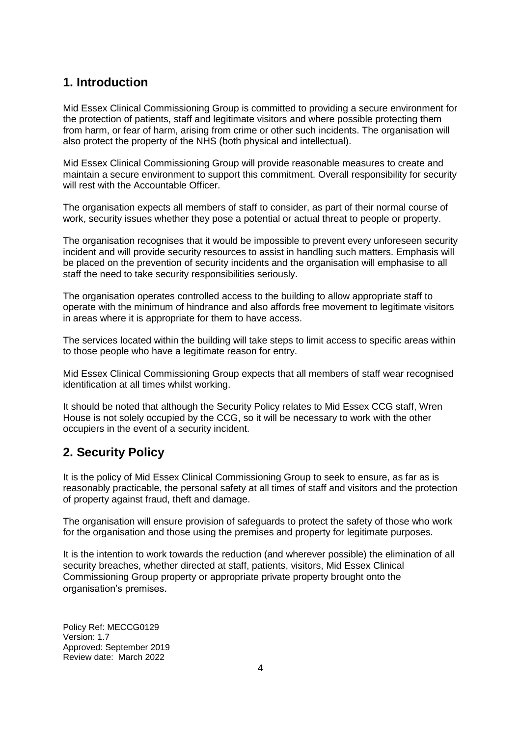## 1. Introduction

Mid Essex Clinical Commissioning Group is committed to providing a secure environment for the protection of patients, staff and legitimate visitors and where possible protecting them from harm, or fear of harm, arising from crime or other such incidents. The organisation will also protect the property of the NHS (both physical and intellectual).

Mid Essex Clinical Commissioning Group will provide reasonable measures to create and maintain a secure environment to support this commitment. Overall responsibility for security will rest with the Accountable Officer.

The organisation expects all members of staff to consider, as part of their normal course of work, security issues whether they pose a potential or actual threat to people or property.

The organisation recognises that it would be impossible to prevent every unforeseen security incident and will provide security resources to assist in handling such matters. Emphasis will be placed on the prevention of security incidents and the organisation will emphasise to all staff the need to take security responsibilities seriously.

The organisation operates controlled access to the building to allow appropriate staff to operate with the minimum of hindrance and also affords free movement to legitimate visitors in areas where it is appropriate for them to have access.

The services located within the building will take steps to limit access to specific areas within to those people who have a legitimate reason for entry.

Mid Essex Clinical Commissioning Group expects that all members of staff wear recognised identification at all times whilst working.

It should be noted that although the Security Policy relates to Mid Essex CCG staff, Wren House is not solely occupied by the CCG, so it will be necessary to work with the other occupiers in the event of a security incident.

## 2. Security Policy

It is the policy of Mid Essex Clinical Commissioning Group to seek to ensure, as far as is reasonably practicable, the personal safety at all times of staff and visitors and the protection of property against fraud, theft and damage.

The organisation will ensure provision of safeguards to protect the safety of those who work for the organisation and those using the premises and property for legitimate purposes.

It is the intention to work towards the reduction (and wherever possible) the elimination of all security breaches, whether directed at staff, patients, visitors, Mid Essex Clinical Commissioning Group property or appropriate private property brought onto the organisation's premises.

Policy Ref: MECCG0129
Version: 1.7
Approved: September 2019
Review date: March 2022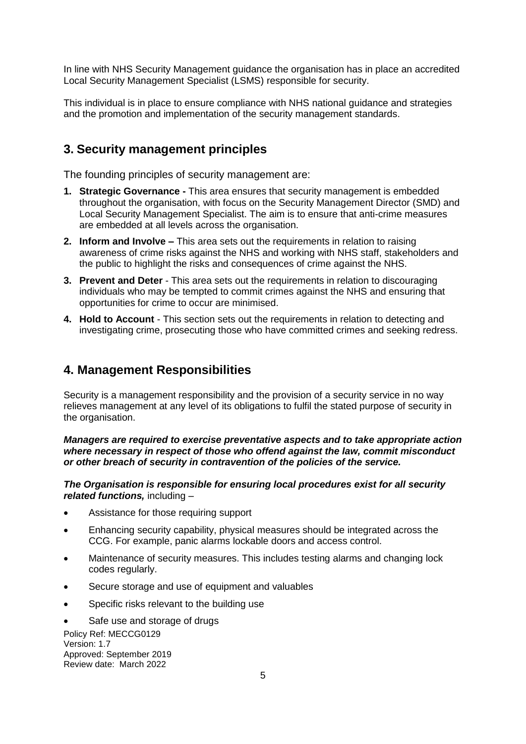In line with NHS Security Management guidance the organisation has in place an accredited Local Security Management Specialist (LSMS) responsible for security.

This individual is in place to ensure compliance with NHS national guidance and strategies and the promotion and implementation of the security management standards.

## 3. Security management principles

The founding principles of security management are:

1. **Strategic Governance -** This area ensures that security management is embedded throughout the organisation, with focus on the Security Management Director (SMD) and Local Security Management Specialist. The aim is to ensure that anti-crime measures are embedded at all levels across the organisation.
2. **Inform and Involve –** This area sets out the requirements in relation to raising awareness of crime risks against the NHS and working with NHS staff, stakeholders and the public to highlight the risks and consequences of crime against the NHS.
3. **Prevent and Deter** - This area sets out the requirements in relation to discouraging individuals who may be tempted to commit crimes against the NHS and ensuring that opportunities for crime to occur are minimised.
4. **Hold to Account** - This section sets out the requirements in relation to detecting and investigating crime, prosecuting those who have committed crimes and seeking redress.

## 4. Management Responsibilities

Security is a management responsibility and the provision of a security service in no way relieves management at any level of its obligations to fulfil the stated purpose of security in the organisation.

***Managers are required to exercise preventative aspects and to take appropriate action where necessary in respect of those who offend against the law, commit misconduct or other breach of security in contravention of the policies of the service.***

***The Organisation is responsible for ensuring local procedures exist for all security related functions,*** including –

- Assistance for those requiring support
- Enhancing security capability, physical measures should be integrated across the CCG. For example, panic alarms lockable doors and access control.
- Maintenance of security measures. This includes testing alarms and changing lock codes regularly.
- Secure storage and use of equipment and valuables
- Specific risks relevant to the building use
- Safe use and storage of drugs

Policy Ref: MECCG0129
Version: 1.7
Approved: September 2019
Review date: March 2022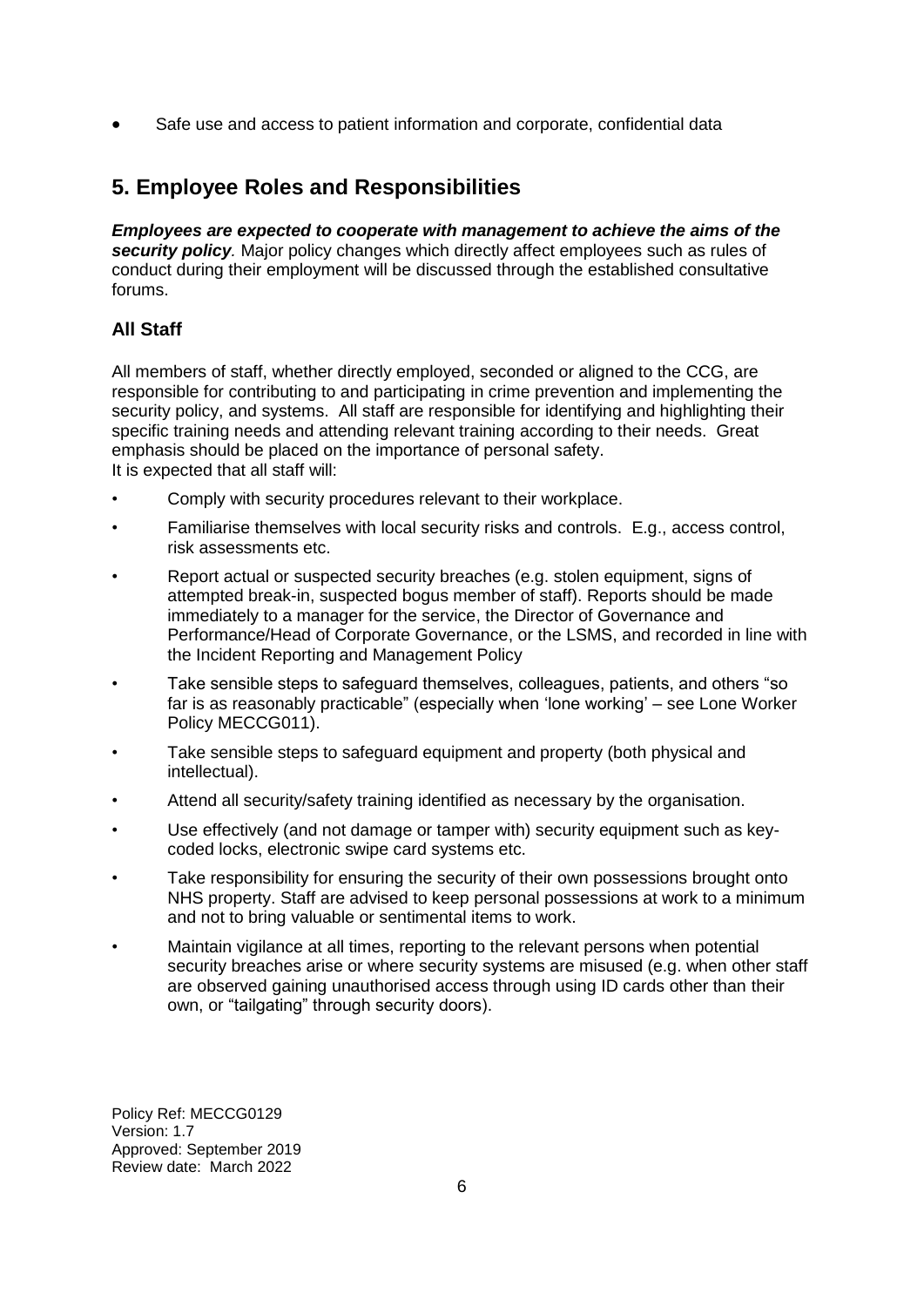- Safe use and access to patient information and corporate, confidential data

## 5. Employee Roles and Responsibilities

***Employees are expected to cooperate with management to achieve the aims of the security policy****.* Major policy changes which directly affect employees such as rules of conduct during their employment will be discussed through the established consultative forums.

### All Staff

All members of staff, whether directly employed, seconded or aligned to the CCG, are responsible for contributing to and participating in crime prevention and implementing the security policy, and systems. All staff are responsible for identifying and highlighting their specific training needs and attending relevant training according to their needs. Great emphasis should be placed on the importance of personal safety.
It is expected that all staff will:

- Comply with security procedures relevant to their workplace.
- Familiarise themselves with local security risks and controls. E.g., access control, risk assessments etc.
- Report actual or suspected security breaches (e.g. stolen equipment, signs of attempted break-in, suspected bogus member of staff). Reports should be made immediately to a manager for the service, the Director of Governance and Performance/Head of Corporate Governance, or the LSMS, and recorded in line with the Incident Reporting and Management Policy
- Take sensible steps to safeguard themselves, colleagues, patients, and others "so far is as reasonably practicable" (especially when 'lone working' – see Lone Worker Policy MECCG011).
- Take sensible steps to safeguard equipment and property (both physical and intellectual).
- Attend all security/safety training identified as necessary by the organisation.
- Use effectively (and not damage or tamper with) security equipment such as key-coded locks, electronic swipe card systems etc.
- Take responsibility for ensuring the security of their own possessions brought onto NHS property. Staff are advised to keep personal possessions at work to a minimum and not to bring valuable or sentimental items to work.
- Maintain vigilance at all times, reporting to the relevant persons when potential security breaches arise or where security systems are misused (e.g. when other staff are observed gaining unauthorised access through using ID cards other than their own, or "tailgating" through security doors).

Policy Ref: MECCG0129
Version: 1.7
Approved: September 2019
Review date: March 2022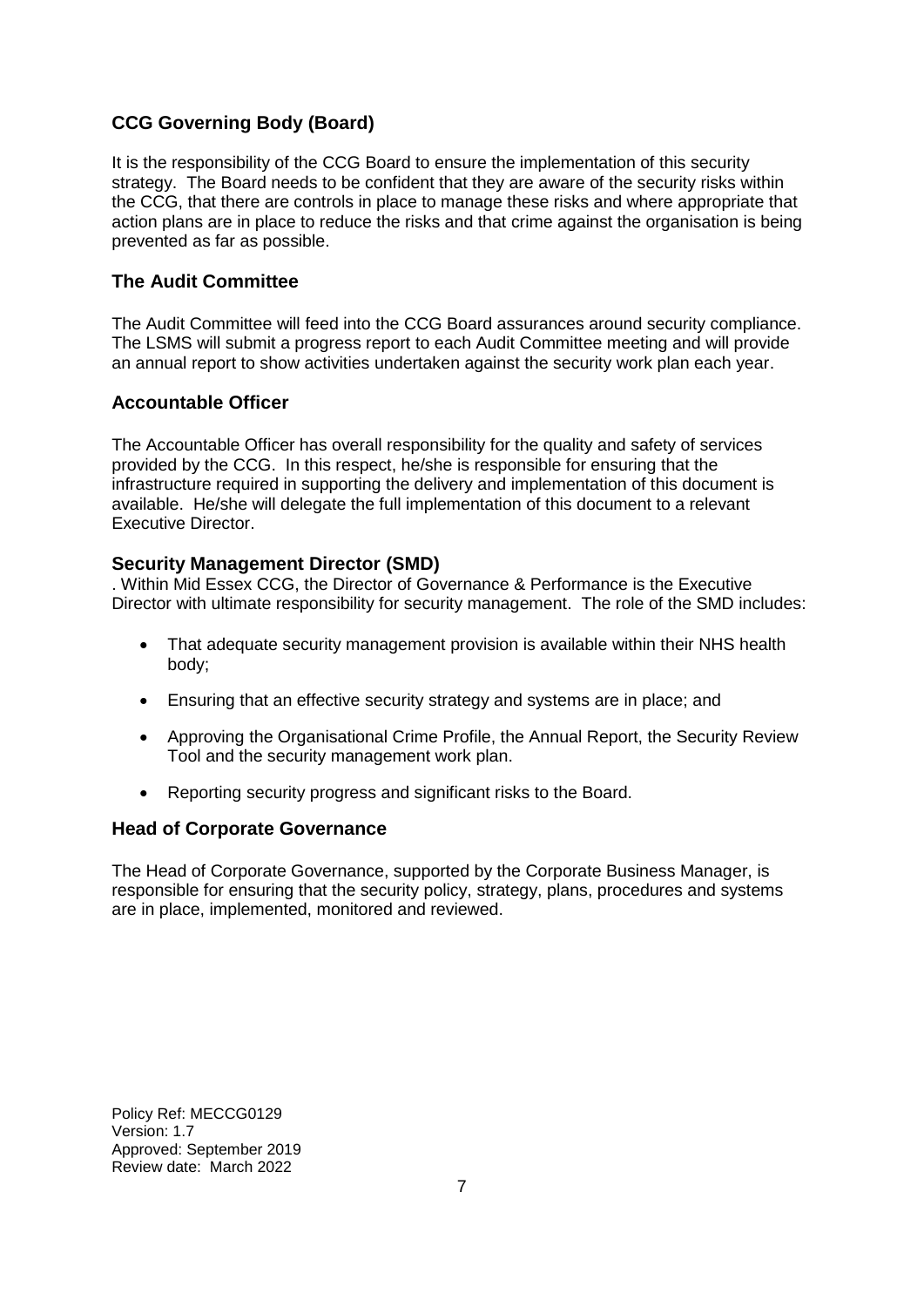### CCG Governing Body (Board)

It is the responsibility of the CCG Board to ensure the implementation of this security strategy. The Board needs to be confident that they are aware of the security risks within the CCG, that there are controls in place to manage these risks and where appropriate that action plans are in place to reduce the risks and that crime against the organisation is being prevented as far as possible.

### The Audit Committee

The Audit Committee will feed into the CCG Board assurances around security compliance. The LSMS will submit a progress report to each Audit Committee meeting and will provide an annual report to show activities undertaken against the security work plan each year.

### Accountable Officer

The Accountable Officer has overall responsibility for the quality and safety of services provided by the CCG. In this respect, he/she is responsible for ensuring that the infrastructure required in supporting the delivery and implementation of this document is available. He/she will delegate the full implementation of this document to a relevant Executive Director.

### Security Management Director (SMD)

. Within Mid Essex CCG, the Director of Governance & Performance is the Executive Director with ultimate responsibility for security management. The role of the SMD includes:

- That adequate security management provision is available within their NHS health body;
- Ensuring that an effective security strategy and systems are in place; and
- Approving the Organisational Crime Profile, the Annual Report, the Security Review Tool and the security management work plan.
- Reporting security progress and significant risks to the Board.

### Head of Corporate Governance

The Head of Corporate Governance, supported by the Corporate Business Manager, is responsible for ensuring that the security policy, strategy, plans, procedures and systems are in place, implemented, monitored and reviewed.

Policy Ref: MECCG0129
Version: 1.7
Approved: September 2019
Review date: March 2022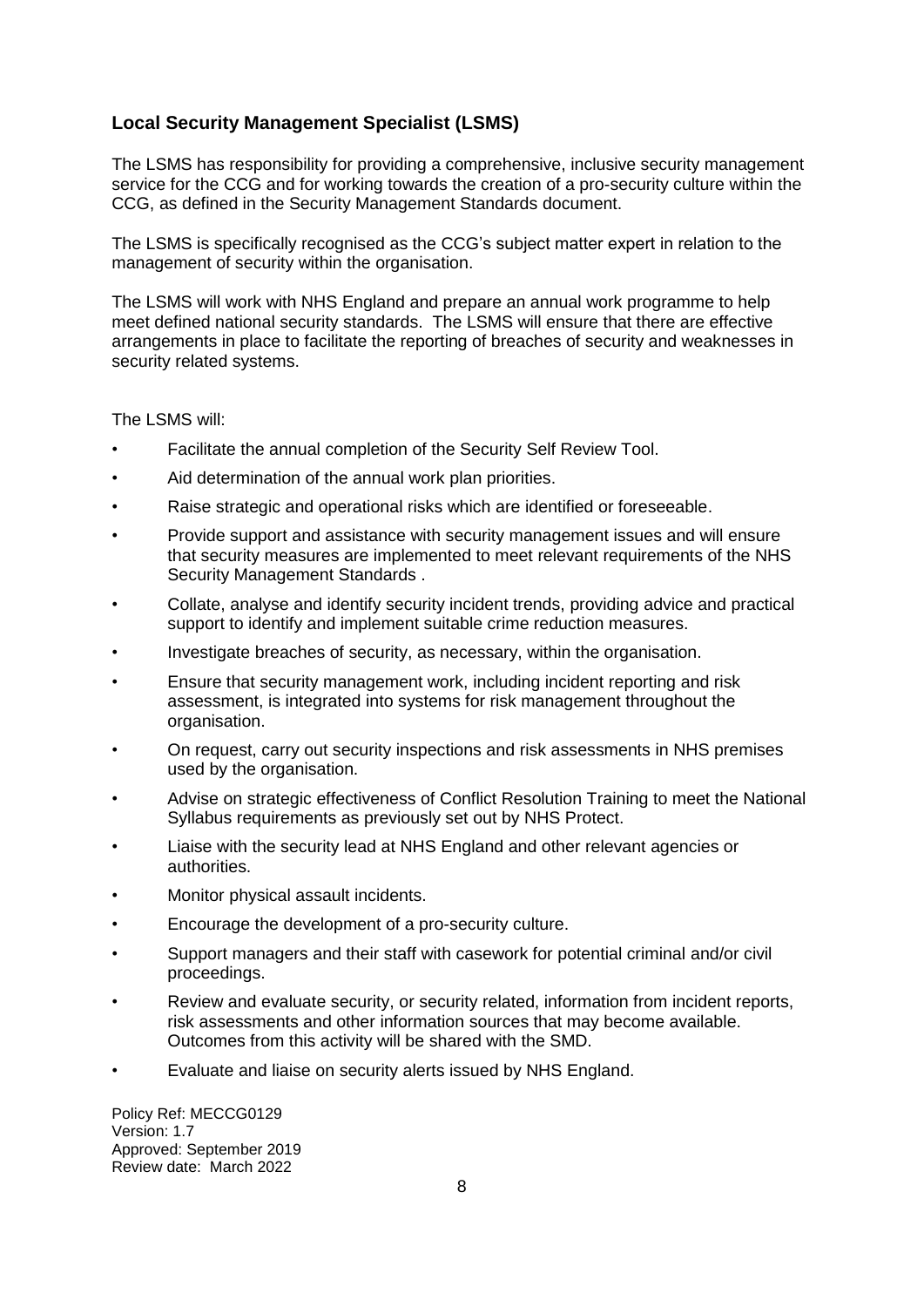### Local Security Management Specialist (LSMS)

The LSMS has responsibility for providing a comprehensive, inclusive security management service for the CCG and for working towards the creation of a pro-security culture within the CCG, as defined in the Security Management Standards document.

The LSMS is specifically recognised as the CCG's subject matter expert in relation to the management of security within the organisation.

The LSMS will work with NHS England and prepare an annual work programme to help meet defined national security standards. The LSMS will ensure that there are effective arrangements in place to facilitate the reporting of breaches of security and weaknesses in security related systems.

The LSMS will:

- Facilitate the annual completion of the Security Self Review Tool.
- Aid determination of the annual work plan priorities.
- Raise strategic and operational risks which are identified or foreseeable.
- Provide support and assistance with security management issues and will ensure that security measures are implemented to meet relevant requirements of the NHS Security Management Standards .
- Collate, analyse and identify security incident trends, providing advice and practical support to identify and implement suitable crime reduction measures.
- Investigate breaches of security, as necessary, within the organisation.
- Ensure that security management work, including incident reporting and risk assessment, is integrated into systems for risk management throughout the organisation.
- On request, carry out security inspections and risk assessments in NHS premises used by the organisation.
- Advise on strategic effectiveness of Conflict Resolution Training to meet the National Syllabus requirements as previously set out by NHS Protect.
- Liaise with the security lead at NHS England and other relevant agencies or authorities.
- Monitor physical assault incidents.
- Encourage the development of a pro-security culture.
- Support managers and their staff with casework for potential criminal and/or civil proceedings.
- Review and evaluate security, or security related, information from incident reports, risk assessments and other information sources that may become available. Outcomes from this activity will be shared with the SMD.
- Evaluate and liaise on security alerts issued by NHS England.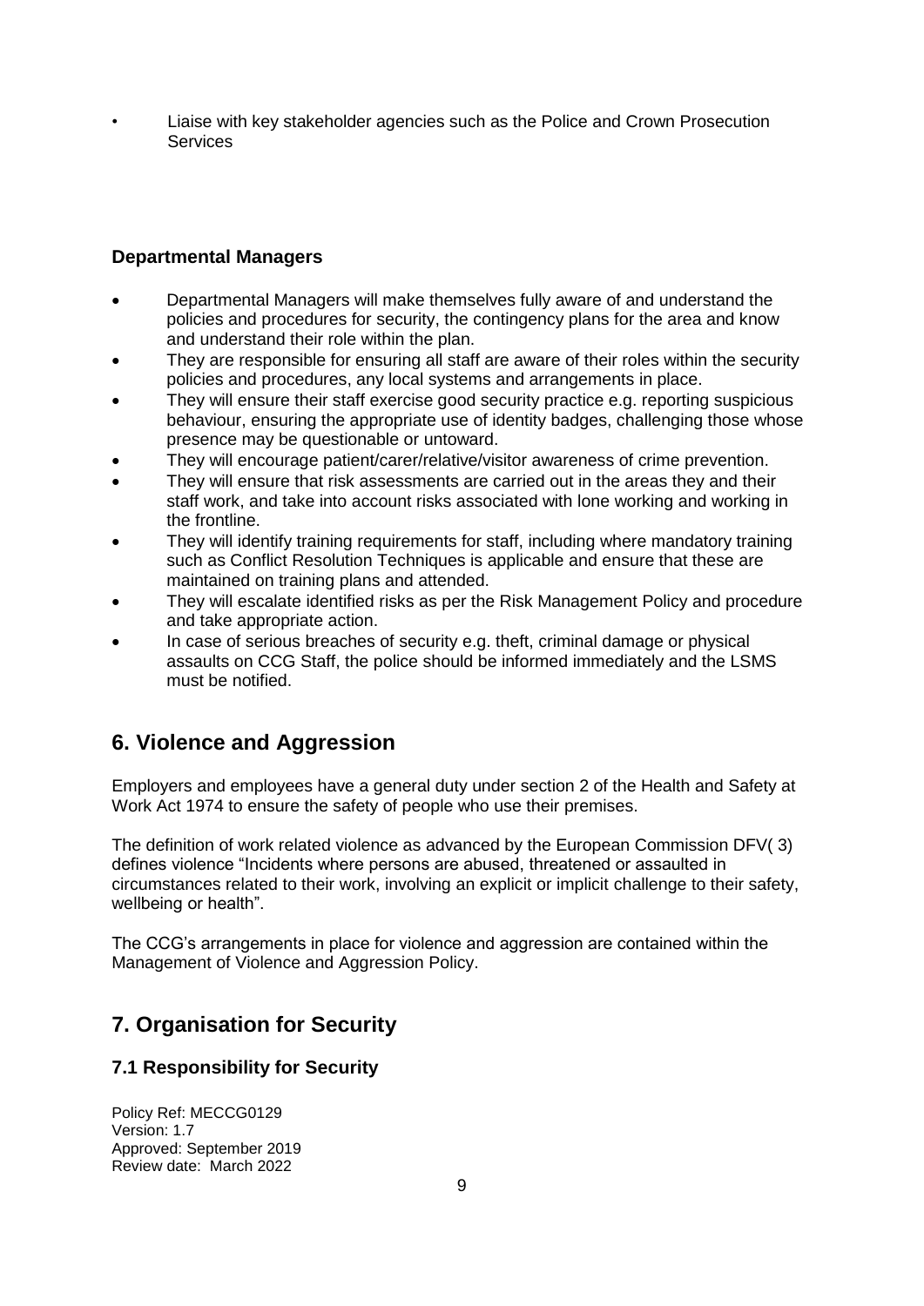- Liaise with key stakeholder agencies such as the Police and Crown Prosecution Services

### Departmental Managers

- Departmental Managers will make themselves fully aware of and understand the policies and procedures for security, the contingency plans for the area and know and understand their role within the plan.
- They are responsible for ensuring all staff are aware of their roles within the security policies and procedures, any local systems and arrangements in place.
- They will ensure their staff exercise good security practice e.g. reporting suspicious behaviour, ensuring the appropriate use of identity badges, challenging those whose presence may be questionable or untoward.
- They will encourage patient/carer/relative/visitor awareness of crime prevention.
- They will ensure that risk assessments are carried out in the areas they and their staff work, and take into account risks associated with lone working and working in the frontline.
- They will identify training requirements for staff, including where mandatory training such as Conflict Resolution Techniques is applicable and ensure that these are maintained on training plans and attended.
- They will escalate identified risks as per the Risk Management Policy and procedure and take appropriate action.
- In case of serious breaches of security e.g. theft, criminal damage or physical assaults on CCG Staff, the police should be informed immediately and the LSMS must be notified.

## 6. Violence and Aggression

Employers and employees have a general duty under section 2 of the Health and Safety at Work Act 1974 to ensure the safety of people who use their premises.

The definition of work related violence as advanced by the European Commission DFV( 3) defines violence "Incidents where persons are abused, threatened or assaulted in circumstances related to their work, involving an explicit or implicit challenge to their safety, wellbeing or health".

The CCG's arrangements in place for violence and aggression are contained within the Management of Violence and Aggression Policy.

## 7. Organisation for Security

### 7.1 Responsibility for Security

Policy Ref: MECCG0129
Version: 1.7
Approved: September 2019
Review date: March 2022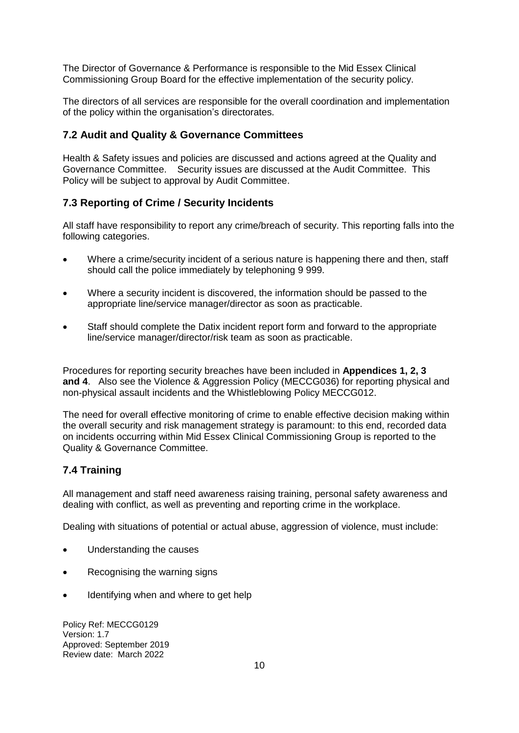The Director of Governance & Performance is responsible to the Mid Essex Clinical Commissioning Group Board for the effective implementation of the security policy.

The directors of all services are responsible for the overall coordination and implementation of the policy within the organisation's directorates.

### 7.2 Audit and Quality & Governance Committees

Health & Safety issues and policies are discussed and actions agreed at the Quality and Governance Committee. Security issues are discussed at the Audit Committee. This Policy will be subject to approval by Audit Committee.

### 7.3 Reporting of Crime / Security Incidents

All staff have responsibility to report any crime/breach of security. This reporting falls into the following categories.

- Where a crime/security incident of a serious nature is happening there and then, staff should call the police immediately by telephoning 9 999.
- Where a security incident is discovered, the information should be passed to the appropriate line/service manager/director as soon as practicable.
- Staff should complete the Datix incident report form and forward to the appropriate line/service manager/director/risk team as soon as practicable.

Procedures for reporting security breaches have been included in **Appendices 1, 2, 3 and 4**. Also see the Violence & Aggression Policy (MECCG036) for reporting physical and non-physical assault incidents and the Whistleblowing Policy MECCG012.

The need for overall effective monitoring of crime to enable effective decision making within the overall security and risk management strategy is paramount: to this end, recorded data on incidents occurring within Mid Essex Clinical Commissioning Group is reported to the Quality & Governance Committee.

### 7.4 Training

All management and staff need awareness raising training, personal safety awareness and dealing with conflict, as well as preventing and reporting crime in the workplace.

Dealing with situations of potential or actual abuse, aggression of violence, must include:

- Understanding the causes
- Recognising the warning signs
- Identifying when and where to get help

Policy Ref: MECCG0129
Version: 1.7
Approved: September 2019
Review date: March 2022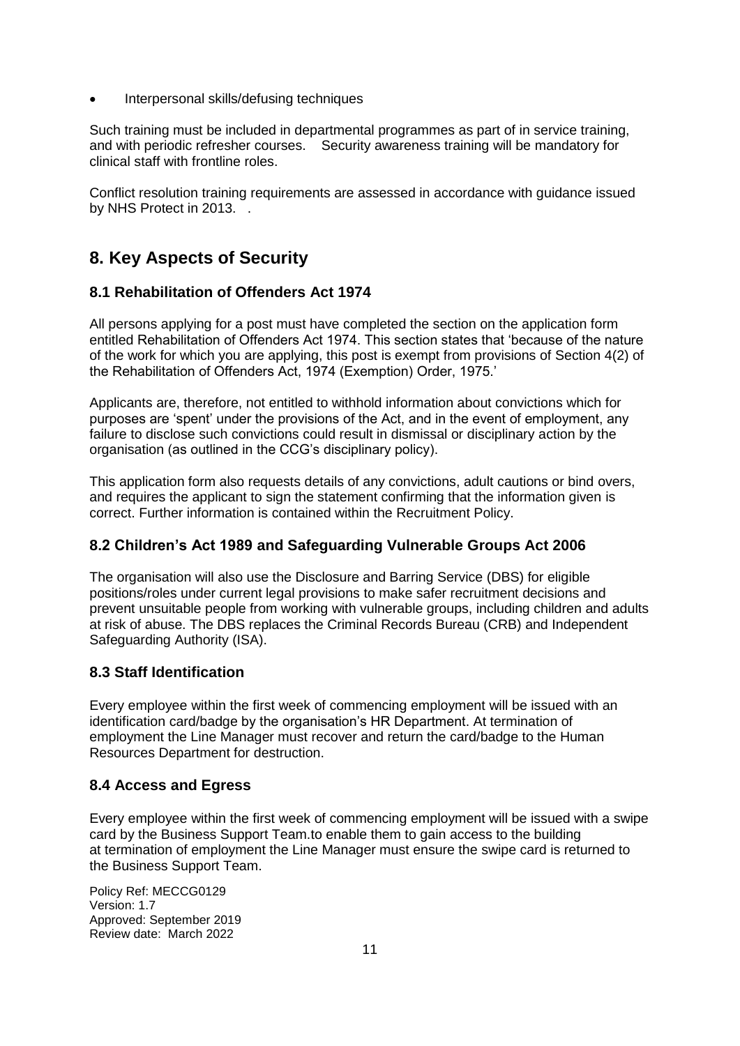- Interpersonal skills/defusing techniques

Such training must be included in departmental programmes as part of in service training, and with periodic refresher courses. Security awareness training will be mandatory for clinical staff with frontline roles.

Conflict resolution training requirements are assessed in accordance with guidance issued by NHS Protect in 2013. .

## 8. Key Aspects of Security

### 8.1 Rehabilitation of Offenders Act 1974

All persons applying for a post must have completed the section on the application form entitled Rehabilitation of Offenders Act 1974. This section states that 'because of the nature of the work for which you are applying, this post is exempt from provisions of Section 4(2) of the Rehabilitation of Offenders Act, 1974 (Exemption) Order, 1975.'

Applicants are, therefore, not entitled to withhold information about convictions which for purposes are 'spent' under the provisions of the Act, and in the event of employment, any failure to disclose such convictions could result in dismissal or disciplinary action by the organisation (as outlined in the CCG's disciplinary policy).

This application form also requests details of any convictions, adult cautions or bind overs, and requires the applicant to sign the statement confirming that the information given is correct. Further information is contained within the Recruitment Policy.

### 8.2 Children's Act 1989 and Safeguarding Vulnerable Groups Act 2006

The organisation will also use the Disclosure and Barring Service (DBS) for eligible positions/roles under current legal provisions to make safer recruitment decisions and prevent unsuitable people from working with vulnerable groups, including children and adults at risk of abuse. The DBS replaces the Criminal Records Bureau (CRB) and Independent Safeguarding Authority (ISA).

### 8.3 Staff Identification

Every employee within the first week of commencing employment will be issued with an identification card/badge by the organisation's HR Department. At termination of employment the Line Manager must recover and return the card/badge to the Human Resources Department for destruction.

### 8.4 Access and Egress

Every employee within the first week of commencing employment will be issued with a swipe card by the Business Support Team.to enable them to gain access to the building at termination of employment the Line Manager must ensure the swipe card is returned to the Business Support Team.

Policy Ref: MECCG0129
Version: 1.7
Approved: September 2019
Review date: March 2022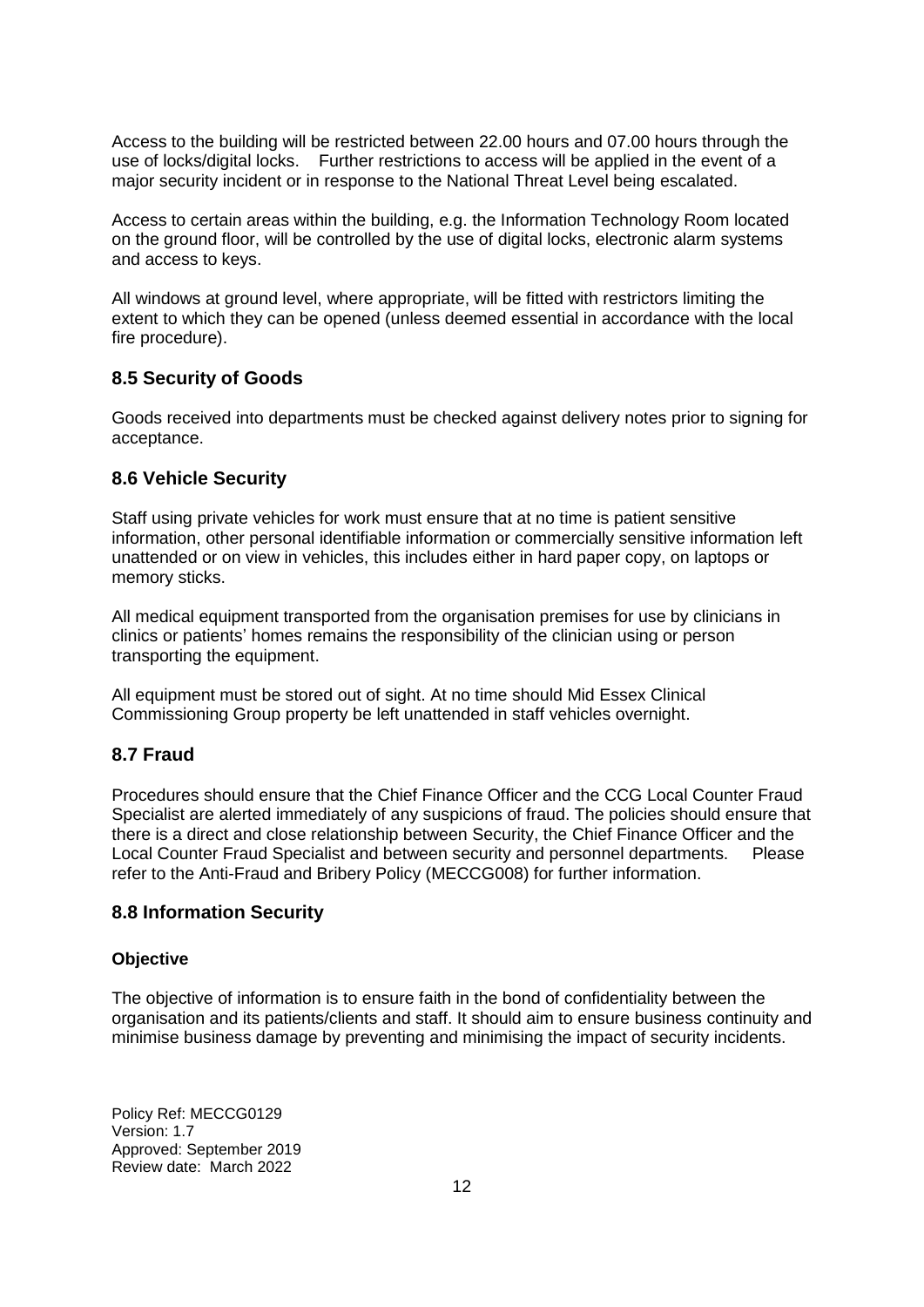Access to the building will be restricted between 22.00 hours and 07.00 hours through the use of locks/digital locks. Further restrictions to access will be applied in the event of a major security incident or in response to the National Threat Level being escalated.

Access to certain areas within the building, e.g. the Information Technology Room located on the ground floor, will be controlled by the use of digital locks, electronic alarm systems and access to keys.

All windows at ground level, where appropriate, will be fitted with restrictors limiting the extent to which they can be opened (unless deemed essential in accordance with the local fire procedure).

## 8.5 Security of Goods

Goods received into departments must be checked against delivery notes prior to signing for acceptance.

## 8.6 Vehicle Security

Staff using private vehicles for work must ensure that at no time is patient sensitive information, other personal identifiable information or commercially sensitive information left unattended or on view in vehicles, this includes either in hard paper copy, on laptops or memory sticks.

All medical equipment transported from the organisation premises for use by clinicians in clinics or patients' homes remains the responsibility of the clinician using or person transporting the equipment.

All equipment must be stored out of sight. At no time should Mid Essex Clinical Commissioning Group property be left unattended in staff vehicles overnight.

## 8.7 Fraud

Procedures should ensure that the Chief Finance Officer and the CCG Local Counter Fraud Specialist are alerted immediately of any suspicions of fraud. The policies should ensure that there is a direct and close relationship between Security, the Chief Finance Officer and the Local Counter Fraud Specialist and between security and personnel departments. Please refer to the Anti-Fraud and Bribery Policy (MECCG008) for further information.

## 8.8 Information Security

**Objective**

The objective of information is to ensure faith in the bond of confidentiality between the organisation and its patients/clients and staff. It should aim to ensure business continuity and minimise business damage by preventing and minimising the impact of security incidents.

Policy Ref: MECCG0129
Version: 1.7
Approved: September 2019
Review date: March 2022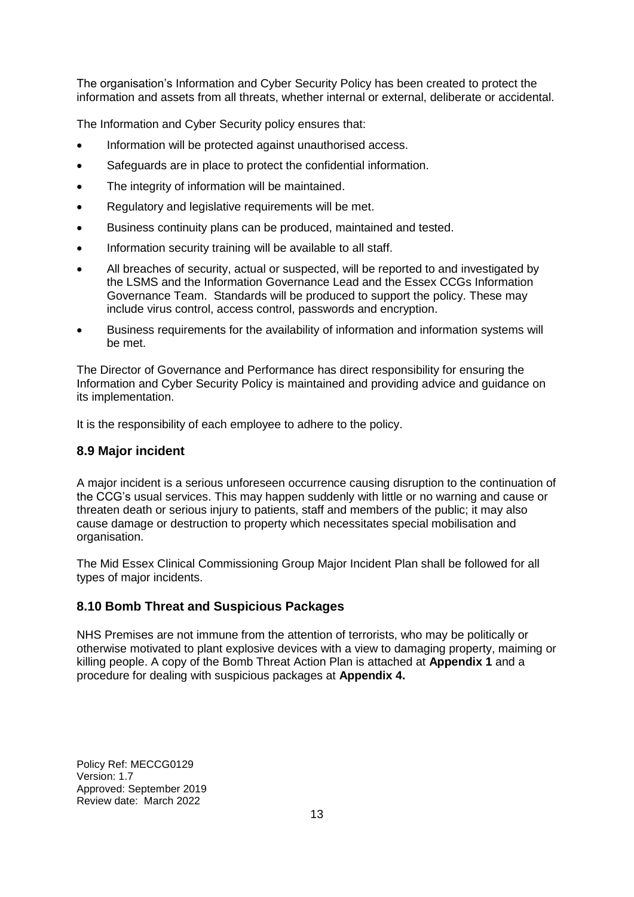The organisation's Information and Cyber Security Policy has been created to protect the information and assets from all threats, whether internal or external, deliberate or accidental.

The Information and Cyber Security policy ensures that:

- Information will be protected against unauthorised access.
- Safeguards are in place to protect the confidential information.
- The integrity of information will be maintained.
- Regulatory and legislative requirements will be met.
- Business continuity plans can be produced, maintained and tested.
- Information security training will be available to all staff.
- All breaches of security, actual or suspected, will be reported to and investigated by the LSMS and the Information Governance Lead and the Essex CCGs Information Governance Team. Standards will be produced to support the policy. These may include virus control, access control, passwords and encryption.
- Business requirements for the availability of information and information systems will be met.

The Director of Governance and Performance has direct responsibility for ensuring the Information and Cyber Security Policy is maintained and providing advice and guidance on its implementation.

It is the responsibility of each employee to adhere to the policy.

### 8.9 Major incident

A major incident is a serious unforeseen occurrence causing disruption to the continuation of the CCG's usual services. This may happen suddenly with little or no warning and cause or threaten death or serious injury to patients, staff and members of the public; it may also cause damage or destruction to property which necessitates special mobilisation and organisation.

The Mid Essex Clinical Commissioning Group Major Incident Plan shall be followed for all types of major incidents.

### 8.10 Bomb Threat and Suspicious Packages

NHS Premises are not immune from the attention of terrorists, who may be politically or otherwise motivated to plant explosive devices with a view to damaging property, maiming or killing people. A copy of the Bomb Threat Action Plan is attached at **Appendix 1** and a procedure for dealing with suspicious packages at **Appendix 4.**

Policy Ref: MECCG0129
Version: 1.7
Approved: September 2019
Review date: March 2022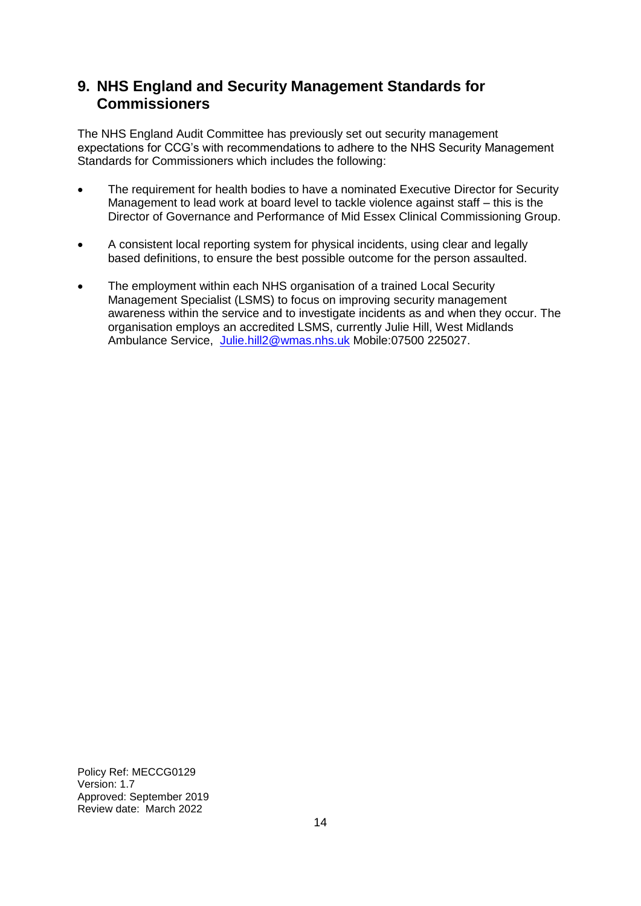## 9. NHS England and Security Management Standards for Commissioners

The NHS England Audit Committee has previously set out security management expectations for CCG's with recommendations to adhere to the NHS Security Management Standards for Commissioners which includes the following:

- The requirement for health bodies to have a nominated Executive Director for Security Management to lead work at board level to tackle violence against staff – this is the Director of Governance and Performance of Mid Essex Clinical Commissioning Group.
- A consistent local reporting system for physical incidents, using clear and legally based definitions, to ensure the best possible outcome for the person assaulted.
- The employment within each NHS organisation of a trained Local Security Management Specialist (LSMS) to focus on improving security management awareness within the service and to investigate incidents as and when they occur. The organisation employs an accredited LSMS, currently Julie Hill, West Midlands Ambulance Service, Julie.hill2@wmas.nhs.uk Mobile:07500 225027.

Policy Ref: MECCG0129
Version: 1.7
Approved: September 2019
Review date: March 2022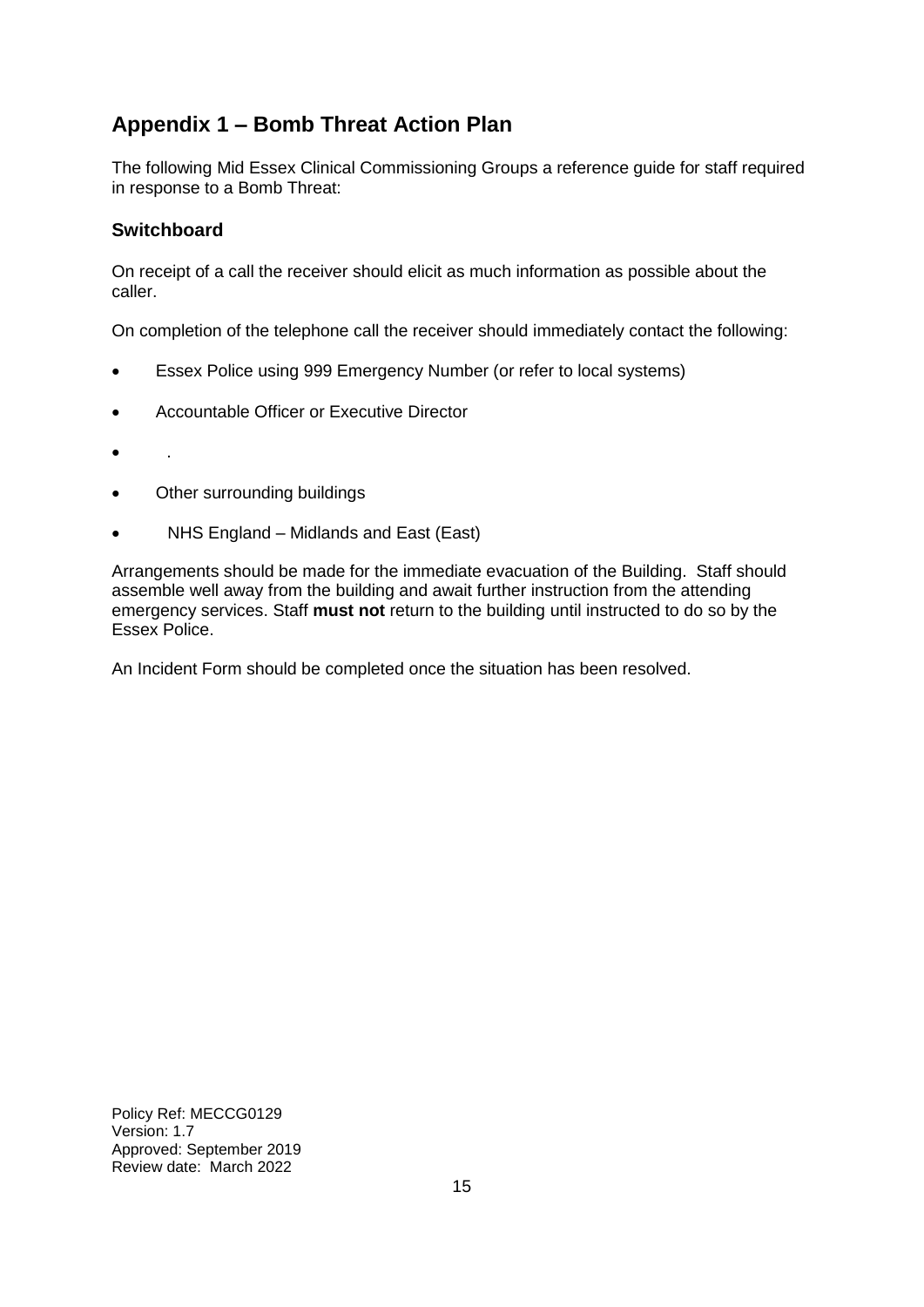## Appendix 1 – Bomb Threat Action Plan

The following Mid Essex Clinical Commissioning Groups a reference guide for staff required in response to a Bomb Threat:

### Switchboard

On receipt of a call the receiver should elicit as much information as possible about the caller.

On completion of the telephone call the receiver should immediately contact the following:

- Essex Police using 999 Emergency Number (or refer to local systems)
- Accountable Officer or Executive Director
- .
- Other surrounding buildings
- NHS England – Midlands and East (East)

Arrangements should be made for the immediate evacuation of the Building. Staff should assemble well away from the building and await further instruction from the attending emergency services. Staff **must not** return to the building until instructed to do so by the Essex Police.

An Incident Form should be completed once the situation has been resolved.

Policy Ref: MECCG0129
Version: 1.7
Approved: September 2019
Review date: March 2022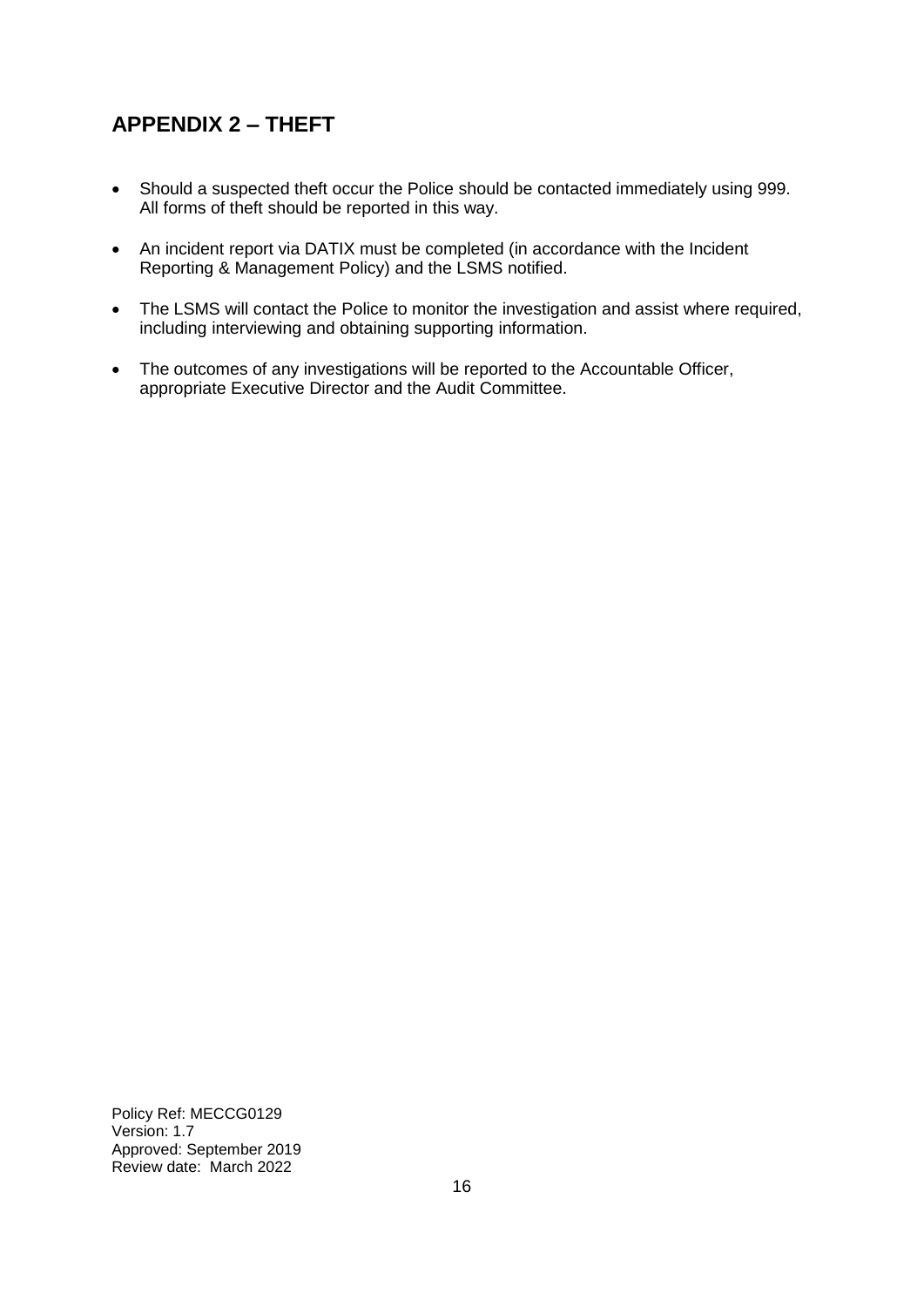## APPENDIX 2 – THEFT

- Should a suspected theft occur the Police should be contacted immediately using 999. All forms of theft should be reported in this way.
- An incident report via DATIX must be completed (in accordance with the Incident Reporting & Management Policy) and the LSMS notified.
- The LSMS will contact the Police to monitor the investigation and assist where required, including interviewing and obtaining supporting information.
- The outcomes of any investigations will be reported to the Accountable Officer, appropriate Executive Director and the Audit Committee.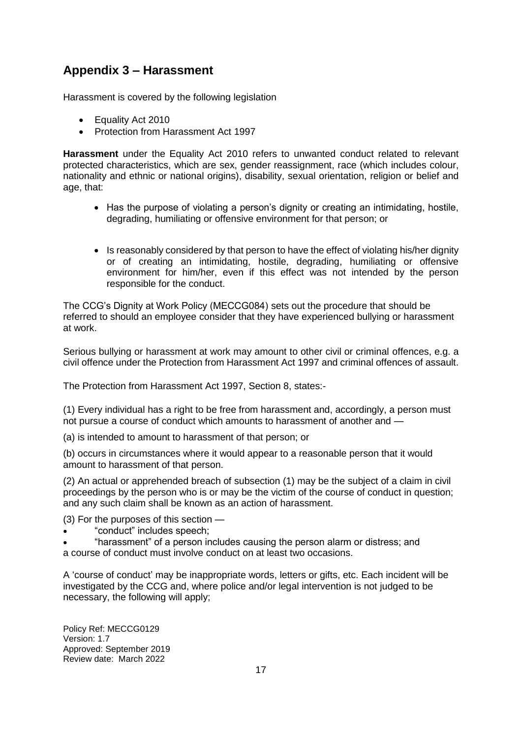## Appendix 3 – Harassment

Harassment is covered by the following legislation

- Equality Act 2010
- Protection from Harassment Act 1997

**Harassment** under the Equality Act 2010 refers to unwanted conduct related to relevant protected characteristics, which are sex, gender reassignment, race (which includes colour, nationality and ethnic or national origins), disability, sexual orientation, religion or belief and age, that:

- Has the purpose of violating a person's dignity or creating an intimidating, hostile, degrading, humiliating or offensive environment for that person; or
- Is reasonably considered by that person to have the effect of violating his/her dignity or of creating an intimidating, hostile, degrading, humiliating or offensive environment for him/her, even if this effect was not intended by the person responsible for the conduct.

The CCG's Dignity at Work Policy (MECCG084) sets out the procedure that should be referred to should an employee consider that they have experienced bullying or harassment at work.

Serious bullying or harassment at work may amount to other civil or criminal offences, e.g. a civil offence under the Protection from Harassment Act 1997 and criminal offences of assault.

The Protection from Harassment Act 1997, Section 8, states:-

(1) Every individual has a right to be free from harassment and, accordingly, a person must not pursue a course of conduct which amounts to harassment of another and —

(a) is intended to amount to harassment of that person; or

(b) occurs in circumstances where it would appear to a reasonable person that it would amount to harassment of that person.

(2) An actual or apprehended breach of subsection (1) may be the subject of a claim in civil proceedings by the person who is or may be the victim of the course of conduct in question; and any such claim shall be known as an action of harassment.

(3) For the purposes of this section —

- "conduct" includes speech;
- "harassment" of a person includes causing the person alarm or distress; and

a course of conduct must involve conduct on at least two occasions.

A 'course of conduct' may be inappropriate words, letters or gifts, etc. Each incident will be investigated by the CCG and, where police and/or legal intervention is not judged to be necessary, the following will apply;

Policy Ref: MECCG0129
Version: 1.7
Approved: September 2019
Review date: March 2022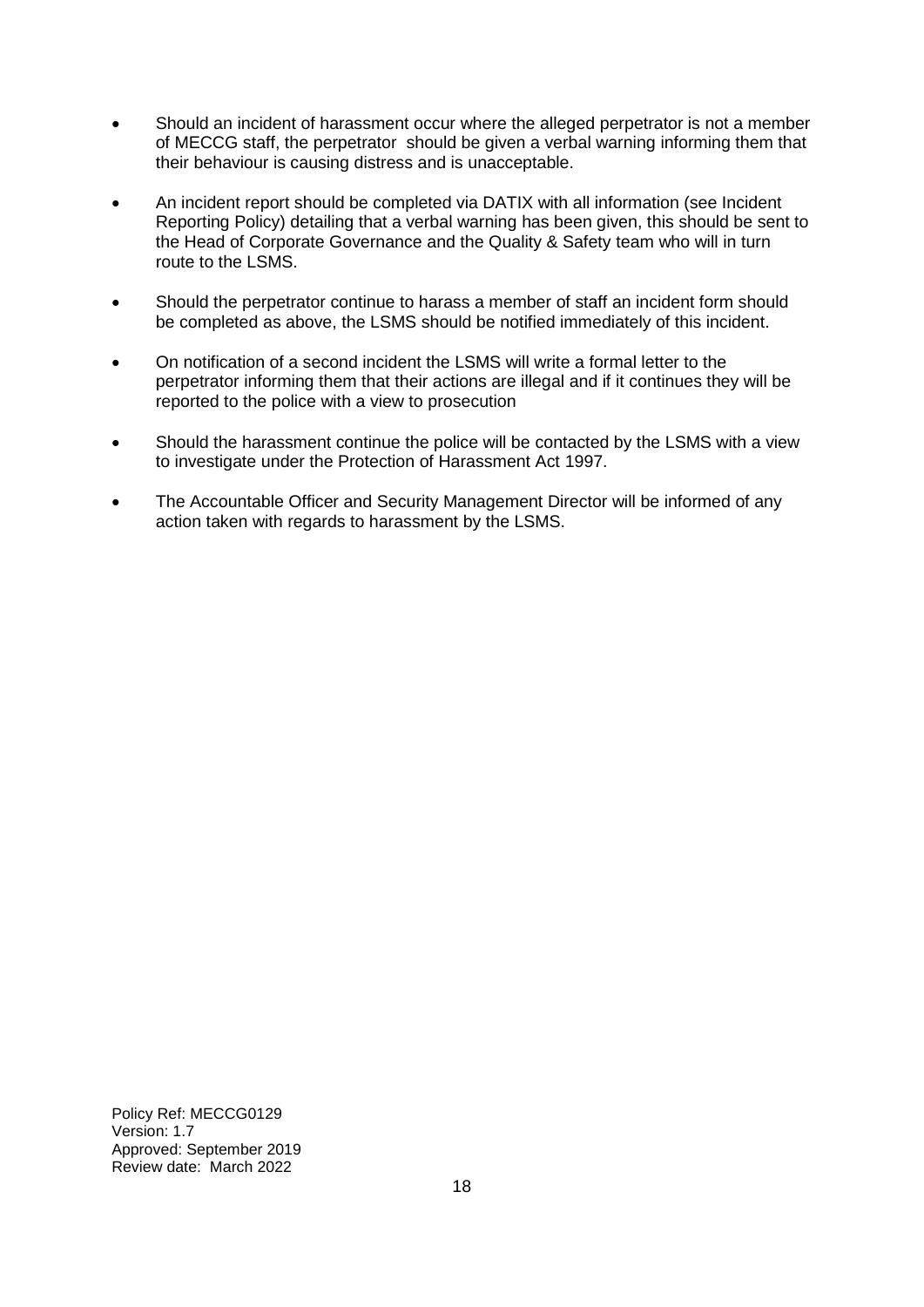- Should an incident of harassment occur where the alleged perpetrator is not a member of MECCG staff, the perpetrator should be given a verbal warning informing them that their behaviour is causing distress and is unacceptable.
- An incident report should be completed via DATIX with all information (see Incident Reporting Policy) detailing that a verbal warning has been given, this should be sent to the Head of Corporate Governance and the Quality & Safety team who will in turn route to the LSMS.
- Should the perpetrator continue to harass a member of staff an incident form should be completed as above, the LSMS should be notified immediately of this incident.
- On notification of a second incident the LSMS will write a formal letter to the perpetrator informing them that their actions are illegal and if it continues they will be reported to the police with a view to prosecution
- Should the harassment continue the police will be contacted by the LSMS with a view to investigate under the Protection of Harassment Act 1997.
- The Accountable Officer and Security Management Director will be informed of any action taken with regards to harassment by the LSMS.

Policy Ref: MECCG0129
Version: 1.7
Approved: September 2019
Review date: March 2022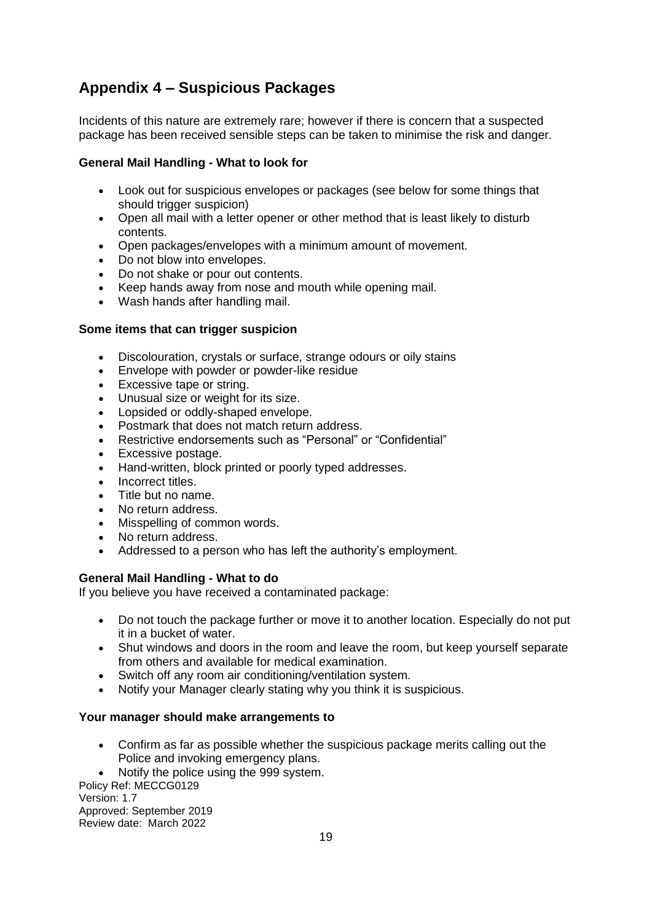## Appendix 4 – Suspicious Packages

Incidents of this nature are extremely rare; however if there is concern that a suspected package has been received sensible steps can be taken to minimise the risk and danger.

**General Mail Handling - What to look for**

- Look out for suspicious envelopes or packages (see below for some things that should trigger suspicion)
- Open all mail with a letter opener or other method that is least likely to disturb contents.
- Open packages/envelopes with a minimum amount of movement.
- Do not blow into envelopes.
- Do not shake or pour out contents.
- Keep hands away from nose and mouth while opening mail.
- Wash hands after handling mail.

**Some items that can trigger suspicion**

- Discolouration, crystals or surface, strange odours or oily stains
- Envelope with powder or powder-like residue
- Excessive tape or string.
- Unusual size or weight for its size.
- Lopsided or oddly-shaped envelope.
- Postmark that does not match return address.
- Restrictive endorsements such as "Personal" or "Confidential"
- Excessive postage.
- Hand-written, block printed or poorly typed addresses.
- Incorrect titles.
- Title but no name.
- No return address.
- Misspelling of common words.
- No return address.
- Addressed to a person who has left the authority's employment.

**General Mail Handling - What to do**

If you believe you have received a contaminated package:

- Do not touch the package further or move it to another location. Especially do not put it in a bucket of water.
- Shut windows and doors in the room and leave the room, but keep yourself separate from others and available for medical examination.
- Switch off any room air conditioning/ventilation system.
- Notify your Manager clearly stating why you think it is suspicious.

**Your manager should make arrangements to**

- Confirm as far as possible whether the suspicious package merits calling out the Police and invoking emergency plans.
- Notify the police using the 999 system.

Policy Ref: MECCG0129
Version: 1.7
Approved: September 2019
Review date: March 2022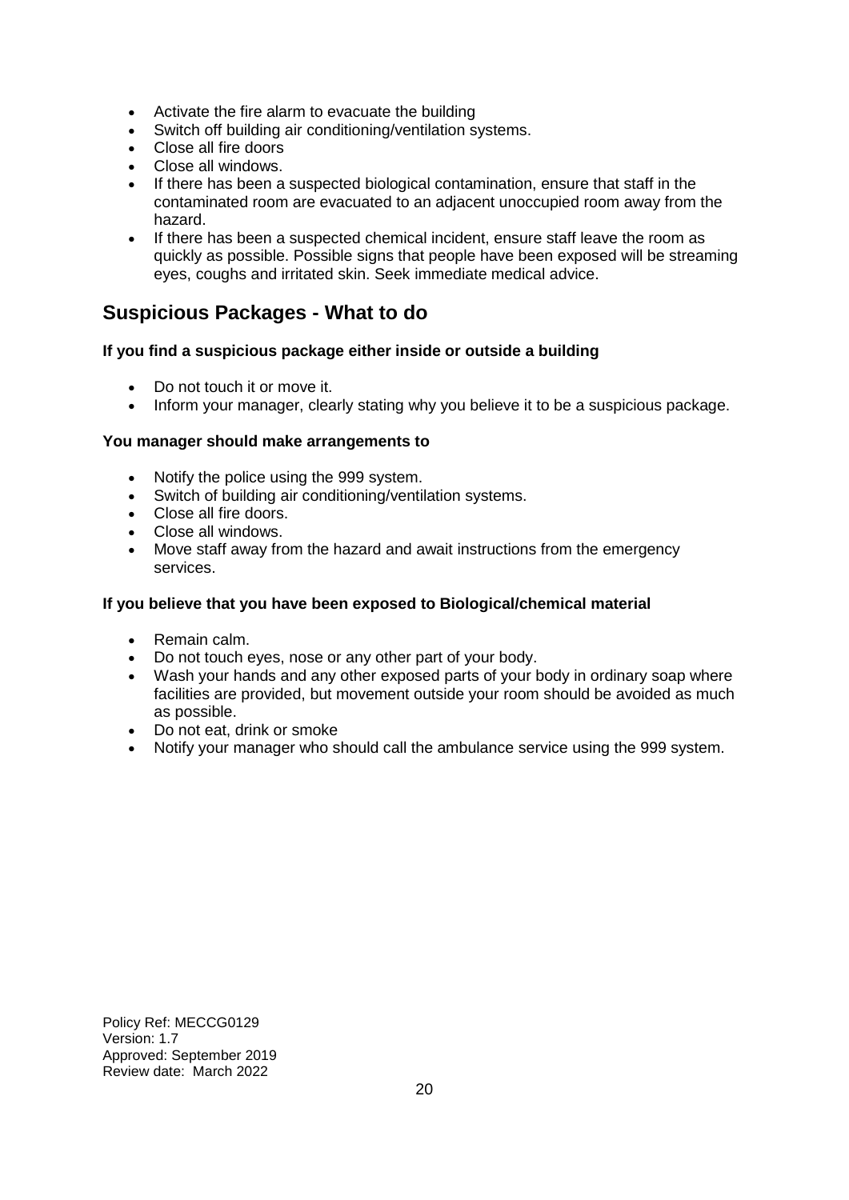- Activate the fire alarm to evacuate the building
- Switch off building air conditioning/ventilation systems.
- Close all fire doors
- Close all windows.
- If there has been a suspected biological contamination, ensure that staff in the contaminated room are evacuated to an adjacent unoccupied room away from the hazard.
- If there has been a suspected chemical incident, ensure staff leave the room as quickly as possible. Possible signs that people have been exposed will be streaming eyes, coughs and irritated skin. Seek immediate medical advice.

## Suspicious Packages - What to do

**If you find a suspicious package either inside or outside a building**

- Do not touch it or move it.
- Inform your manager, clearly stating why you believe it to be a suspicious package.

**You manager should make arrangements to**

- Notify the police using the 999 system.
- Switch of building air conditioning/ventilation systems.
- Close all fire doors.
- Close all windows.
- Move staff away from the hazard and await instructions from the emergency services.

**If you believe that you have been exposed to Biological/chemical material**

- Remain calm.
- Do not touch eyes, nose or any other part of your body.
- Wash your hands and any other exposed parts of your body in ordinary soap where facilities are provided, but movement outside your room should be avoided as much as possible.
- Do not eat, drink or smoke
- Notify your manager who should call the ambulance service using the 999 system.